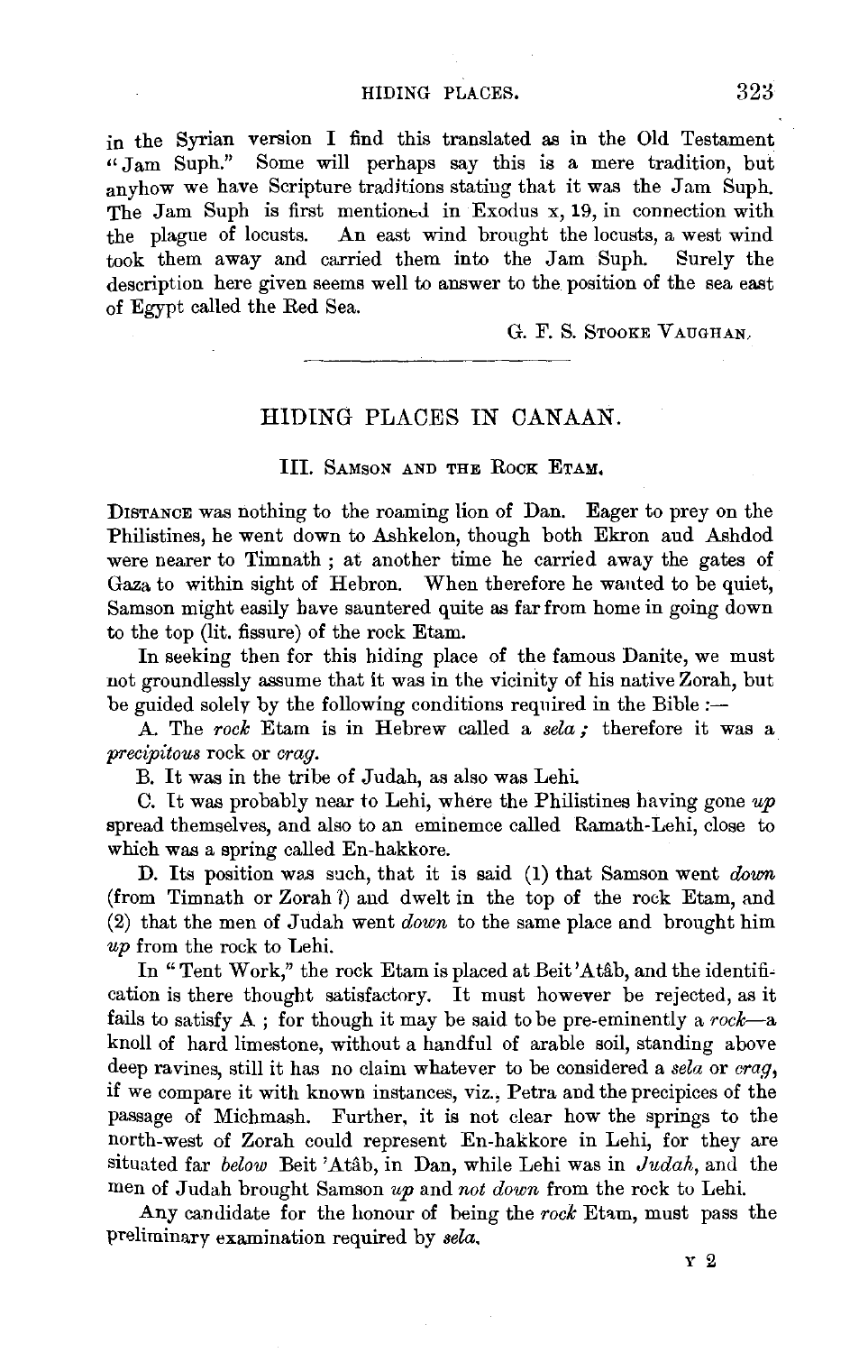in the Syrian version I find this translated as in the Old Testament "Jam Suph." Some will perhaps say this is a mere tradition, but anyhow we have Scripture traditions stating that it was the Jam Suph. The Jam Suph is first mentioned in Exodus x, 19, in connection with the plague of locusts. An east wind brought the locusts, a west wind took them away and carried them into the Jam Suph. Surely the description here given seems well to answer to the position of the sea east of Egypt called the Red Sea.

G. F. S. Stooke Vaughan.

---

## HIDING PLACES IN CANAAN.

### III. Samson and the Rock Etam.

Distance was nothing to the roaming lion of Dan. Eager to prey on the Philistines, he went down to Ashkelon, though both Ekron and Ashdod were nearer to Timnath; at another time he carried away the gates of Gaza to within sight of Hebron. When therefore he wanted to be quiet, Samson might easily have sauntered quite as far from home in going down to the top (lit. fissure) of the rock Etam.

In seeking then for this hiding place of the famous Danite, we must not groundlessly assume that it was in the vicinity of his native Zorah, but be guided solely by the following conditions required in the Bible :—

A. The *rock* Etam is in Hebrew called a *sela;* therefore it was a *precipitous* rock or *crag*.

B. It was in the tribe of Judah, as also was Lehi.

C. It was probably near to Lehi, where the Philistines having gone *up* spread themselves, and also to an eminemce called Ramath-Lehi, close to which was a spring called En-hakkore.

D. Its position was such, that it is said (1) that Samson went *down* (from Timnath or Zorah?) and dwelt in the top of the rock Etam, and (2) that the men of Judah went *down* to the same place and brought him *up* from the rock to Lehi.

In "Tent Work," the rock Etam is placed at Beit 'Atâb, and the identification is there thought satisfactory. It must however be rejected, as it fails to satisfy A; for though it may be said to be pre-eminently a *rock*—a knoll of hard limestone, without a handful of arable soil, standing above deep ravines, still it has no claim whatever to be considered a *sela* or *crag*, if we compare it with known instances, viz., Petra and the precipices of the passage of Michmash. Further, it is not clear how the springs to the north-west of Zorah could represent En-hakkore in Lehi, for they are situated far *below* Beit 'Atâb, in Dan, while Lehi was in *Judah*, and the men of Judah brought Samson *up* and *not down* from the rock to Lehi.

Any candidate for the honour of being the *rock* Etam, must pass the preliminary examination required by *sela*.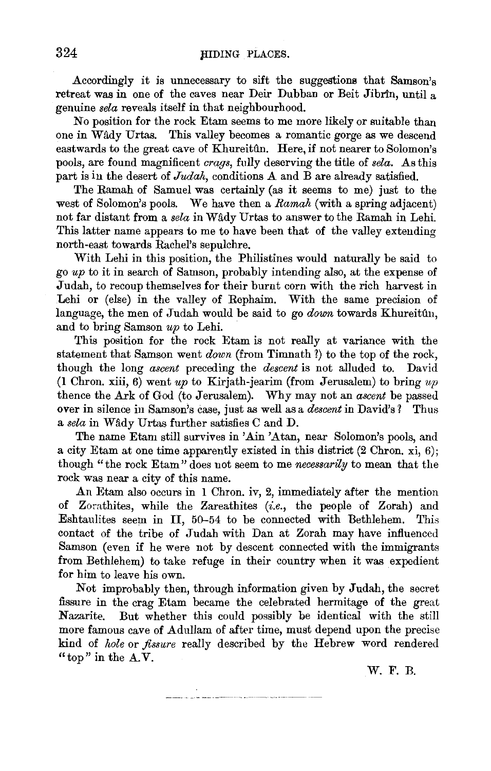Accordingly it is unnecessary to sift the suggestions that Samson's retreat was in one of the caves near Deir Dubban or Beit Jibrîn, until a genuine *sela* reveals itself in that neighbourhood.

No position for the rock Etam seems to me more likely or suitable than one in Wâdy Urtas. This valley becomes a romantic gorge as we descend eastwards to the great cave of Khureitûn. Here, if not nearer to Solomon's pools, are found magnificent *crags*, fully deserving the title of *sela*. As this part is in the desert of *Judah*, conditions A and B are already satisfied.

The Ramah of Samuel was certainly (as it seems to me) just to the west of Solomon's pools. We have then a *Ramah* (with a spring adjacent) not far distant from a *sela* in Wâdy Urtas to answer to the Ramah in Lehi. This latter name appears to me to have been that of the valley extending north-east towards Rachel's sepulchre.

With Lehi in this position, the Philistines would naturally be said to go *up* to it in search of Samson, probably intending also, at the expense of Judah, to recoup themselves for their burnt corn with the rich harvest in Lehi or (else) in the valley of Rephaim. With the same precision of language, the men of Judah would be said to go *down* towards Khureitûn, and to bring Samson *up* to Lehi.

This position for the rock Etam is not really at variance with the statement that Samson went *down* (from Timnath ?) to the top of the rock, though the long *ascent* preceding the *descent* is not alluded to. David (1 Chron. xiii, 6) went *up* to Kirjath-jearim (from Jerusalem) to bring *up* thence the Ark of God (to Jerusalem). Why may not an *ascent* be passed over in silence in Samson's case, just as well as a *descent* in David's ? Thus a *sela* in Wâdy Urtas further satisfies C and D.

The name Etam still survives in 'Ain 'Atan, near Solomon's pools, and a city Etam at one time apparently existed in this district (2 Chron. xi, 6); though "the rock Etam" does not seem to me *necessarily* to mean that the rock was near a city of this name.

An Etam also occurs in 1 Chron. iv, 2, immediately after the mention of Zorathites, while the Zareathites (*i.e.*, the people of Zorah) and Eshtaulites seem in II, 50–54 to be connected with Bethlehem. This contact of the tribe of Judah with Dan at Zorah may have influenced Samson (even if he were not by descent connected with the immigrants from Bethlehem) to take refuge in their country when it was expedient for him to leave his own.

Not improbably then, through information given by Judah, the secret fissure in the crag Etam became the celebrated hermitage of the great Nazarite. But whether this could possibly be identical with the still more famous cave of Adullam of after time, must depend upon the precise kind of *hole* or *fissure* really described by the Hebrew word rendered "top" in the A.V.

W. F. B.